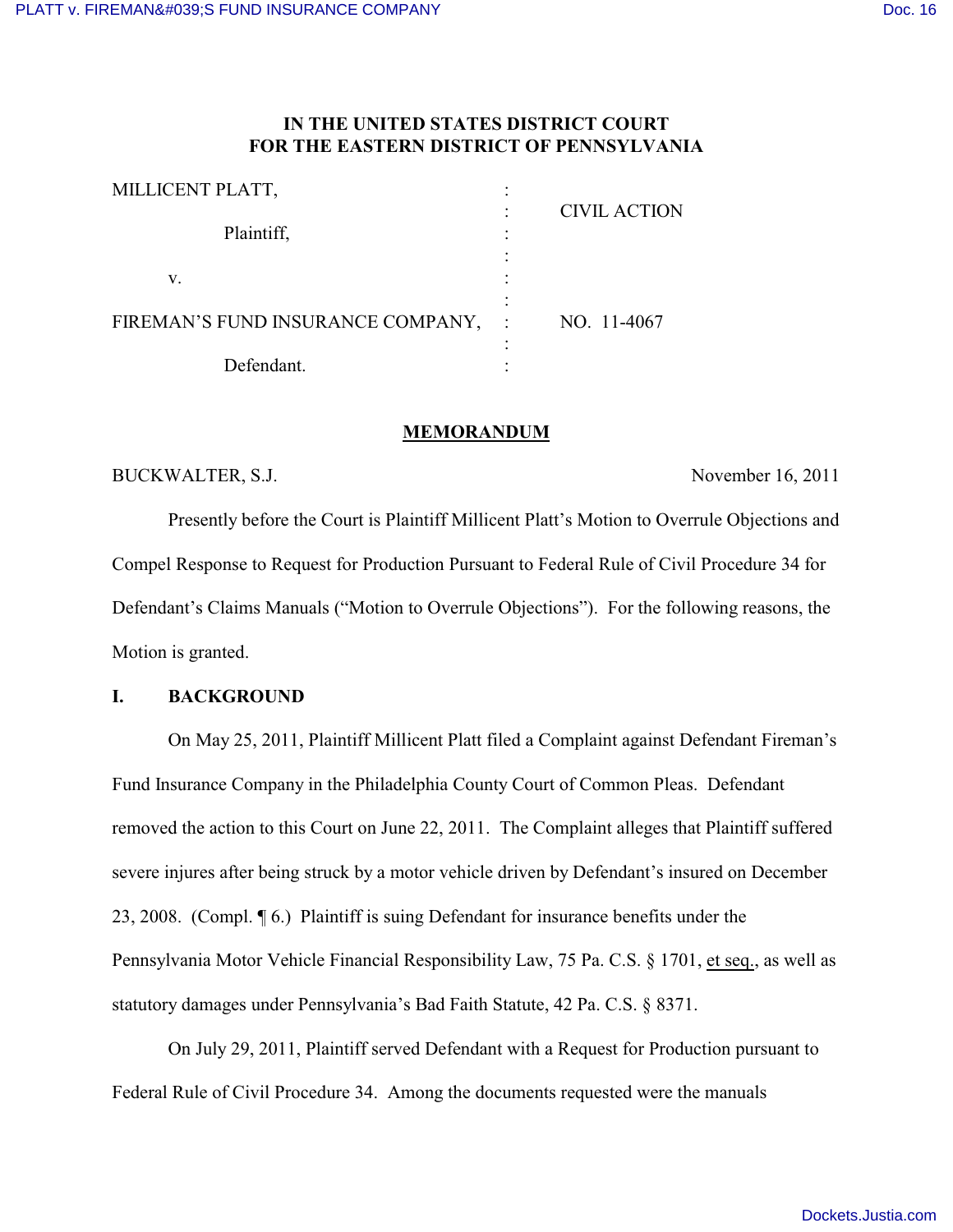**IN THE UNITED STATES DISTRICT COURT**
**FOR THE EASTERN DISTRICT OF PENNSYLVANIA**

| | | |
|---|---|---|
| MILLICENT PLATT, | : | |
| | : | CIVIL ACTION |
| Plaintiff, | : | |
| | : | |
| v. | : | |
| | : | |
| FIREMAN'S FUND INSURANCE COMPANY, | : | NO. 11-4067 |
| | : | |
| Defendant. | : | |

**MEMORANDUM**

BUCKWALTER, S.J. November 16, 2011

Presently before the Court is Plaintiff Millicent Platt's Motion to Overrule Objections and Compel Response to Request for Production Pursuant to Federal Rule of Civil Procedure 34 for Defendant's Claims Manuals ("Motion to Overrule Objections"). For the following reasons, the Motion is granted.

## I. BACKGROUND

On May 25, 2011, Plaintiff Millicent Platt filed a Complaint against Defendant Fireman's Fund Insurance Company in the Philadelphia County Court of Common Pleas. Defendant removed the action to this Court on June 22, 2011. The Complaint alleges that Plaintiff suffered severe injures after being struck by a motor vehicle driven by Defendant's insured on December 23, 2008. (Compl. ¶ 6.) Plaintiff is suing Defendant for insurance benefits under the Pennsylvania Motor Vehicle Financial Responsibility Law, 75 Pa. C.S. § 1701, et seq., as well as statutory damages under Pennsylvania's Bad Faith Statute, 42 Pa. C.S. § 8371.

On July 29, 2011, Plaintiff served Defendant with a Request for Production pursuant to Federal Rule of Civil Procedure 34. Among the documents requested were the manuals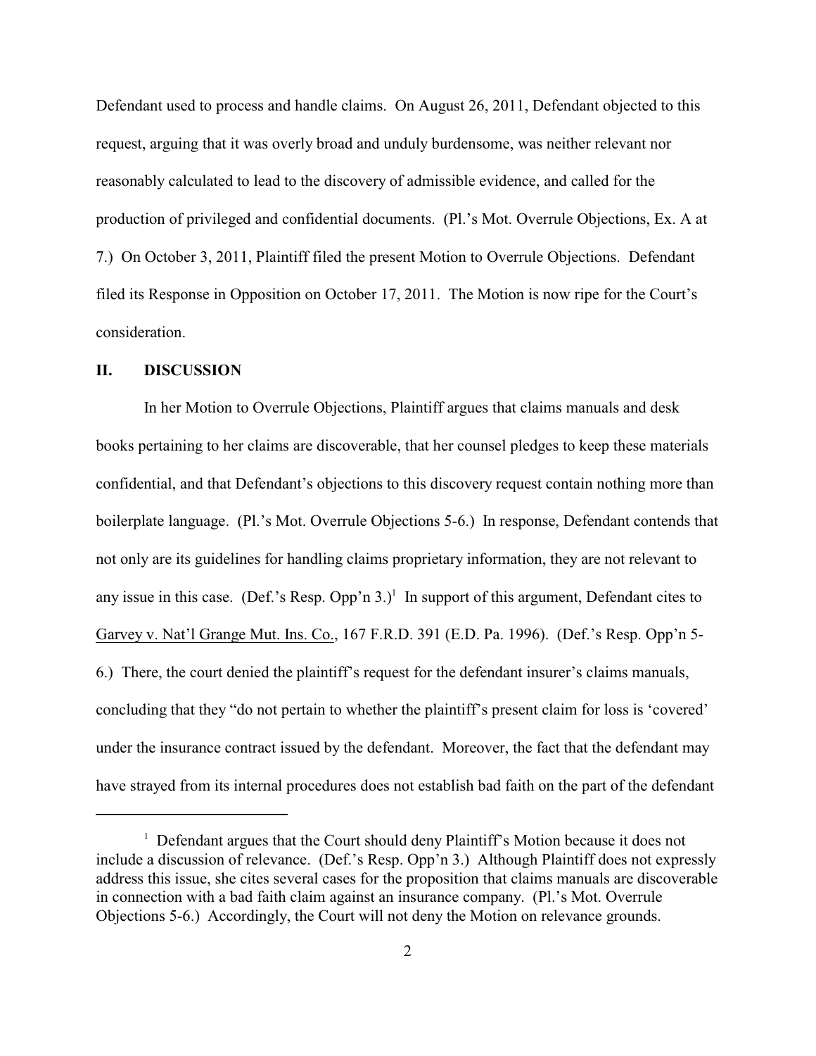Defendant used to process and handle claims. On August 26, 2011, Defendant objected to this request, arguing that it was overly broad and unduly burdensome, was neither relevant nor reasonably calculated to lead to the discovery of admissible evidence, and called for the production of privileged and confidential documents. (Pl.'s Mot. Overrule Objections, Ex. A at 7.) On October 3, 2011, Plaintiff filed the present Motion to Overrule Objections. Defendant filed its Response in Opposition on October 17, 2011. The Motion is now ripe for the Court's consideration.

## II. DISCUSSION

In her Motion to Overrule Objections, Plaintiff argues that claims manuals and desk books pertaining to her claims are discoverable, that her counsel pledges to keep these materials confidential, and that Defendant's objections to this discovery request contain nothing more than boilerplate language. (Pl.'s Mot. Overrule Objections 5-6.) In response, Defendant contends that not only are its guidelines for handling claims proprietary information, they are not relevant to any issue in this case. (Def.'s Resp. Opp'n 3.)[1] In support of this argument, Defendant cites to Garvey v. Nat'l Grange Mut. Ins. Co., 167 F.R.D. 391 (E.D. Pa. 1996). (Def.'s Resp. Opp'n 5-6.) There, the court denied the plaintiff's request for the defendant insurer's claims manuals, concluding that they "do not pertain to whether the plaintiff's present claim for loss is 'covered' under the insurance contract issued by the defendant. Moreover, the fact that the defendant may have strayed from its internal procedures does not establish bad faith on the part of the defendant

[1] Defendant argues that the Court should deny Plaintiff's Motion because it does not include a discussion of relevance. (Def.'s Resp. Opp'n 3.) Although Plaintiff does not expressly address this issue, she cites several cases for the proposition that claims manuals are discoverable in connection with a bad faith claim against an insurance company. (Pl.'s Mot. Overrule Objections 5-6.) Accordingly, the Court will not deny the Motion on relevance grounds.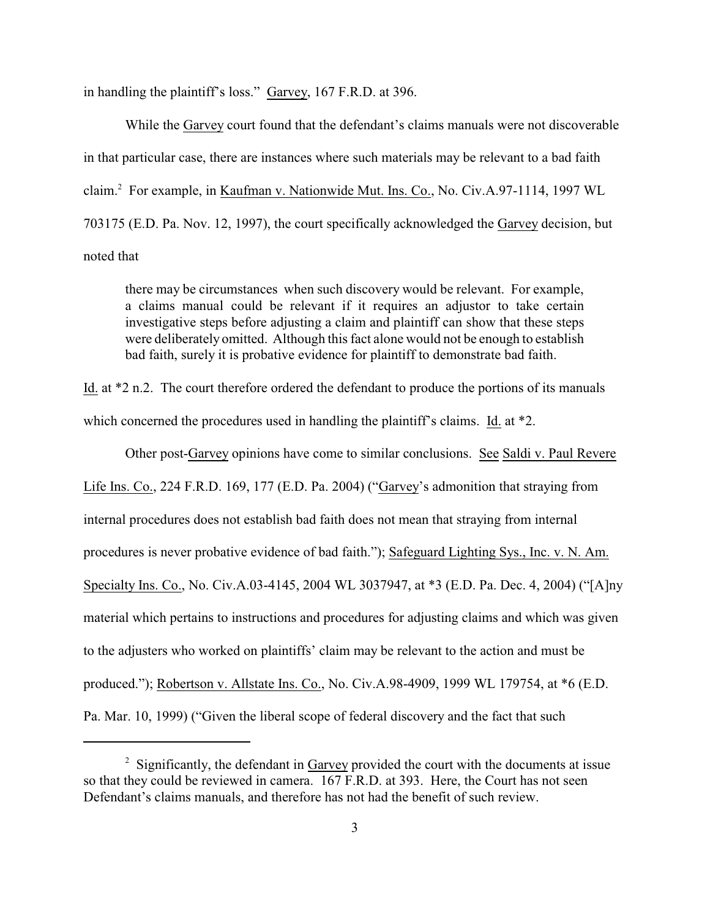in handling the plaintiff's loss." Garvey, 167 F.R.D. at 396.

While the Garvey court found that the defendant's claims manuals were not discoverable in that particular case, there are instances where such materials may be relevant to a bad faith claim.[2] For example, in Kaufman v. Nationwide Mut. Ins. Co., No. Civ.A.97-1114, 1997 WL 703175 (E.D. Pa. Nov. 12, 1997), the court specifically acknowledged the Garvey decision, but noted that

> there may be circumstances when such discovery would be relevant. For example, a claims manual could be relevant if it requires an adjustor to take certain investigative steps before adjusting a claim and plaintiff can show that these steps were deliberately omitted. Although this fact alone would not be enough to establish bad faith, surely it is probative evidence for plaintiff to demonstrate bad faith.

Id. at *2 n.2. The court therefore ordered the defendant to produce the portions of its manuals which concerned the procedures used in handling the plaintiff's claims. Id. at *2.

Other post-Garvey opinions have come to similar conclusions. See Saldi v. Paul Revere Life Ins. Co., 224 F.R.D. 169, 177 (E.D. Pa. 2004) ("Garvey's admonition that straying from internal procedures does not establish bad faith does not mean that straying from internal procedures is never probative evidence of bad faith."); Safeguard Lighting Sys., Inc. v. N. Am. Specialty Ins. Co., No. Civ.A.03-4145, 2004 WL 3037947, at *3 (E.D. Pa. Dec. 4, 2004) ("[A]ny material which pertains to instructions and procedures for adjusting claims and which was given to the adjusters who worked on plaintiffs' claim may be relevant to the action and must be produced."); Robertson v. Allstate Ins. Co., No. Civ.A.98-4909, 1999 WL 179754, at *6 (E.D. Pa. Mar. 10, 1999) ("Given the liberal scope of federal discovery and the fact that such

---

[2] Significantly, the defendant in Garvey provided the court with the documents at issue so that they could be reviewed in camera. 167 F.R.D. at 393. Here, the Court has not seen Defendant's claims manuals, and therefore has not had the benefit of such review.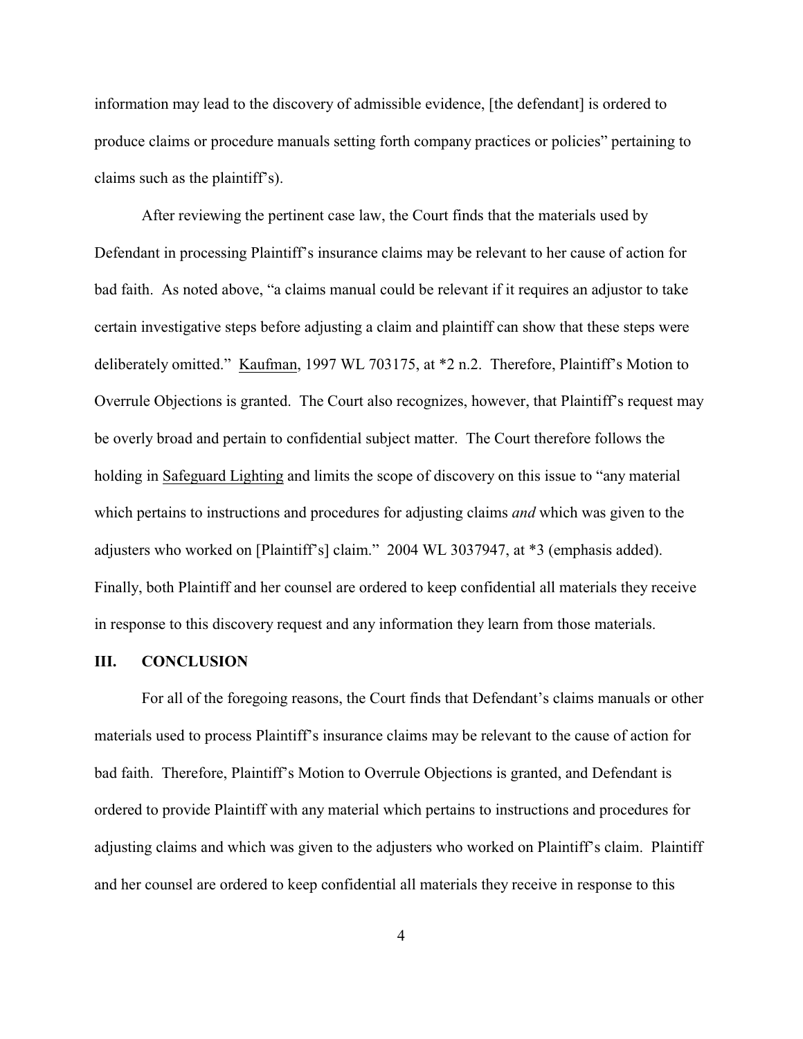information may lead to the discovery of admissible evidence, [the defendant] is ordered to produce claims or procedure manuals setting forth company practices or policies" pertaining to claims such as the plaintiff's).

After reviewing the pertinent case law, the Court finds that the materials used by Defendant in processing Plaintiff's insurance claims may be relevant to her cause of action for bad faith. As noted above, "a claims manual could be relevant if it requires an adjustor to take certain investigative steps before adjusting a claim and plaintiff can show that these steps were deliberately omitted." Kaufman, 1997 WL 703175, at *2 n.2. Therefore, Plaintiff's Motion to Overrule Objections is granted. The Court also recognizes, however, that Plaintiff's request may be overly broad and pertain to confidential subject matter. The Court therefore follows the holding in Safeguard Lighting and limits the scope of discovery on this issue to "any material which pertains to instructions and procedures for adjusting claims *and* which was given to the adjusters who worked on [Plaintiff's] claim." 2004 WL 3037947, at *3 (emphasis added). Finally, both Plaintiff and her counsel are ordered to keep confidential all materials they receive in response to this discovery request and any information they learn from those materials.

## III. CONCLUSION

For all of the foregoing reasons, the Court finds that Defendant's claims manuals or other materials used to process Plaintiff's insurance claims may be relevant to the cause of action for bad faith. Therefore, Plaintiff's Motion to Overrule Objections is granted, and Defendant is ordered to provide Plaintiff with any material which pertains to instructions and procedures for adjusting claims and which was given to the adjusters who worked on Plaintiff's claim. Plaintiff and her counsel are ordered to keep confidential all materials they receive in response to this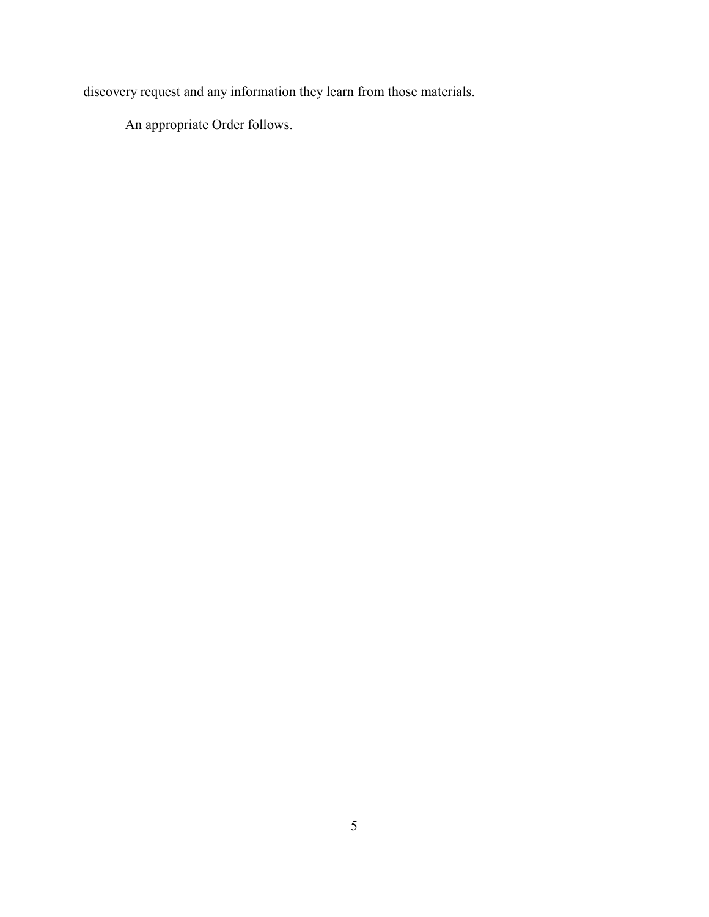discovery request and any information they learn from those materials.

An appropriate Order follows.